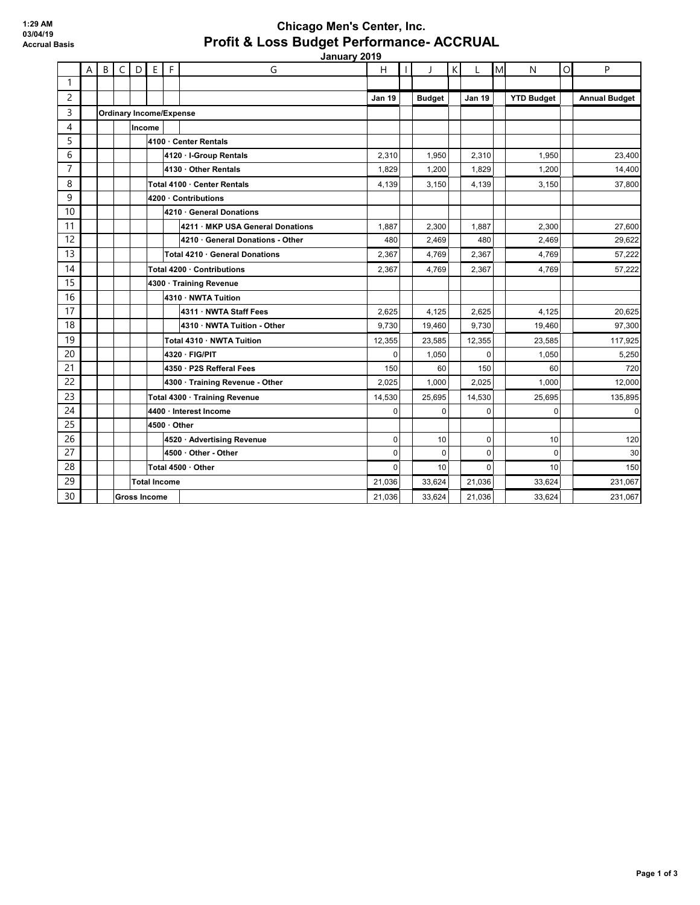1:29 AM
03/04/19
Accrual Basis

# Chicago Men's Center, Inc.
## Profit & Loss Budget Performance- ACCRUAL
January 2019

| | Jan 19 | Budget | Jan 19 | YTD Budget | Annual Budget |
|---|---|---|---|---|---|
| **Ordinary Income/Expense** | | | | | |
| **Income** | | | | | |
| **4100 · Center Rentals** | | | | | |
| **4120 · I-Group Rentals** | 2,310 | 1,950 | 2,310 | 1,950 | 23,400 |
| **4130 · Other Rentals** | 1,829 | 1,200 | 1,829 | 1,200 | 14,400 |
| **Total 4100 · Center Rentals** | 4,139 | 3,150 | 4,139 | 3,150 | 37,800 |
| **4200 · Contributions** | | | | | |
| **4210 · General Donations** | | | | | |
| **4211 · MKP USA General Donations** | 1,887 | 2,300 | 1,887 | 2,300 | 27,600 |
| **4210 · General Donations - Other** | 480 | 2,469 | 480 | 2,469 | 29,622 |
| **Total 4210 · General Donations** | 2,367 | 4,769 | 2,367 | 4,769 | 57,222 |
| **Total 4200 · Contributions** | 2,367 | 4,769 | 2,367 | 4,769 | 57,222 |
| **4300 · Training Revenue** | | | | | |
| **4310 · NWTA Tuition** | | | | | |
| **4311 · NWTA Staff Fees** | 2,625 | 4,125 | 2,625 | 4,125 | 20,625 |
| **4310 · NWTA Tuition - Other** | 9,730 | 19,460 | 9,730 | 19,460 | 97,300 |
| **Total 4310 · NWTA Tuition** | 12,355 | 23,585 | 12,355 | 23,585 | 117,925 |
| **4320 · FIG/PIT** | 0 | 1,050 | 0 | 1,050 | 5,250 |
| **4350 · P2S Refferal Fees** | 150 | 60 | 150 | 60 | 720 |
| **4300 · Training Revenue - Other** | 2,025 | 1,000 | 2,025 | 1,000 | 12,000 |
| **Total 4300 · Training Revenue** | 14,530 | 25,695 | 14,530 | 25,695 | 135,895 |
| **4400 · Interest Income** | 0 | 0 | 0 | 0 | 0 |
| **4500 · Other** | | | | | |
| **4520 · Advertising Revenue** | 0 | 10 | 0 | 10 | 120 |
| **4500 · Other - Other** | 0 | 0 | 0 | 0 | 30 |
| **Total 4500 · Other** | 0 | 10 | 0 | 10 | 150 |
| **Total Income** | 21,036 | 33,624 | 21,036 | 33,624 | 231,067 |
| **Gross Income** | 21,036 | 33,624 | 21,036 | 33,624 | 231,067 |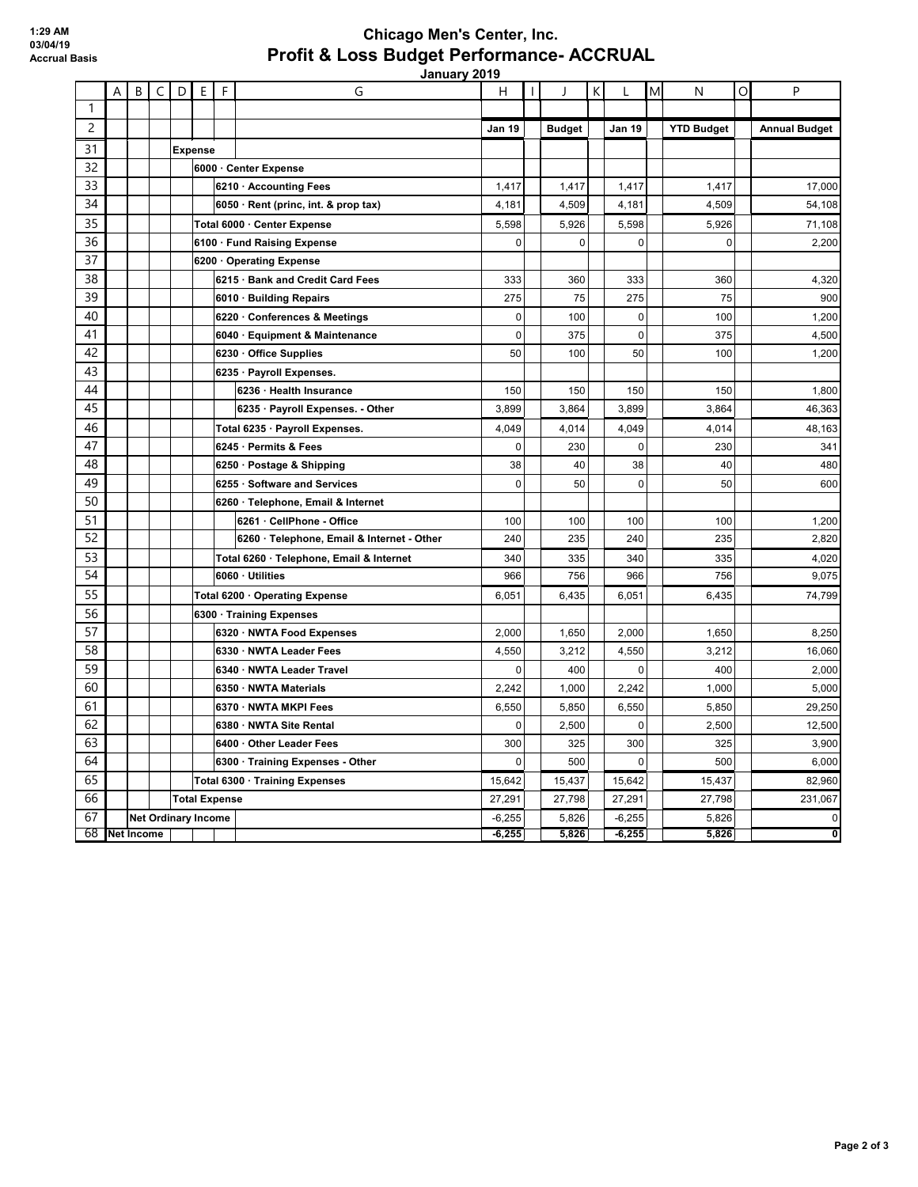1:29 AM
03/04/19
Accrual Basis

# Chicago Men's Center, Inc.
## Profit & Loss Budget Performance- ACCRUAL
### January 2019

| | Jan 19 | Budget | Jan 19 | YTD Budget | Annual Budget |
|---|---|---|---|---|---|
| **Expense** | | | | | |
| **6000 · Center Expense** | | | | | |
| **6210 · Accounting Fees** | 1,417 | 1,417 | 1,417 | 1,417 | 17,000 |
| **6050 · Rent (princ, int. & prop tax)** | 4,181 | 4,509 | 4,181 | 4,509 | 54,108 |
| **Total 6000 · Center Expense** | 5,598 | 5,926 | 5,598 | 5,926 | 71,108 |
| **6100 · Fund Raising Expense** | 0 | 0 | 0 | 0 | 2,200 |
| **6200 · Operating Expense** | | | | | |
| **6215 · Bank and Credit Card Fees** | 333 | 360 | 333 | 360 | 4,320 |
| **6010 · Building Repairs** | 275 | 75 | 275 | 75 | 900 |
| **6220 · Conferences & Meetings** | 0 | 100 | 0 | 100 | 1,200 |
| **6040 · Equipment & Maintenance** | 0 | 375 | 0 | 375 | 4,500 |
| **6230 · Office Supplies** | 50 | 100 | 50 | 100 | 1,200 |
| **6235 · Payroll Expenses.** | | | | | |
| **6236 · Health Insurance** | 150 | 150 | 150 | 150 | 1,800 |
| **6235 · Payroll Expenses. - Other** | 3,899 | 3,864 | 3,899 | 3,864 | 46,363 |
| **Total 6235 · Payroll Expenses.** | 4,049 | 4,014 | 4,049 | 4,014 | 48,163 |
| **6245 · Permits & Fees** | 0 | 230 | 0 | 230 | 341 |
| **6250 · Postage & Shipping** | 38 | 40 | 38 | 40 | 480 |
| **6255 · Software and Services** | 0 | 50 | 0 | 50 | 600 |
| **6260 · Telephone, Email & Internet** | | | | | |
| **6261 · CellPhone - Office** | 100 | 100 | 100 | 100 | 1,200 |
| **6260 · Telephone, Email & Internet - Other** | 240 | 235 | 240 | 235 | 2,820 |
| **Total 6260 · Telephone, Email & Internet** | 340 | 335 | 340 | 335 | 4,020 |
| **6060 · Utilities** | 966 | 756 | 966 | 756 | 9,075 |
| **Total 6200 · Operating Expense** | 6,051 | 6,435 | 6,051 | 6,435 | 74,799 |
| **6300 · Training Expenses** | | | | | |
| **6320 · NWTA Food Expenses** | 2,000 | 1,650 | 2,000 | 1,650 | 8,250 |
| **6330 · NWTA Leader Fees** | 4,550 | 3,212 | 4,550 | 3,212 | 16,060 |
| **6340 · NWTA Leader Travel** | 0 | 400 | 0 | 400 | 2,000 |
| **6350 · NWTA Materials** | 2,242 | 1,000 | 2,242 | 1,000 | 5,000 |
| **6370 · NWTA MKPI Fees** | 6,550 | 5,850 | 6,550 | 5,850 | 29,250 |
| **6380 · NWTA Site Rental** | 0 | 2,500 | 0 | 2,500 | 12,500 |
| **6400 · Other Leader Fees** | 300 | 325 | 300 | 325 | 3,900 |
| **6300 · Training Expenses - Other** | 0 | 500 | 0 | 500 | 6,000 |
| **Total 6300 · Training Expenses** | 15,642 | 15,437 | 15,642 | 15,437 | 82,960 |
| **Total Expense** | 27,291 | 27,798 | 27,291 | 27,798 | 231,067 |
| **Net Ordinary Income** | -6,255 | 5,826 | -6,255 | 5,826 | 0 |
| **Net Income** | **-6,255** | **5,826** | **-6,255** | **5,826** | **0** |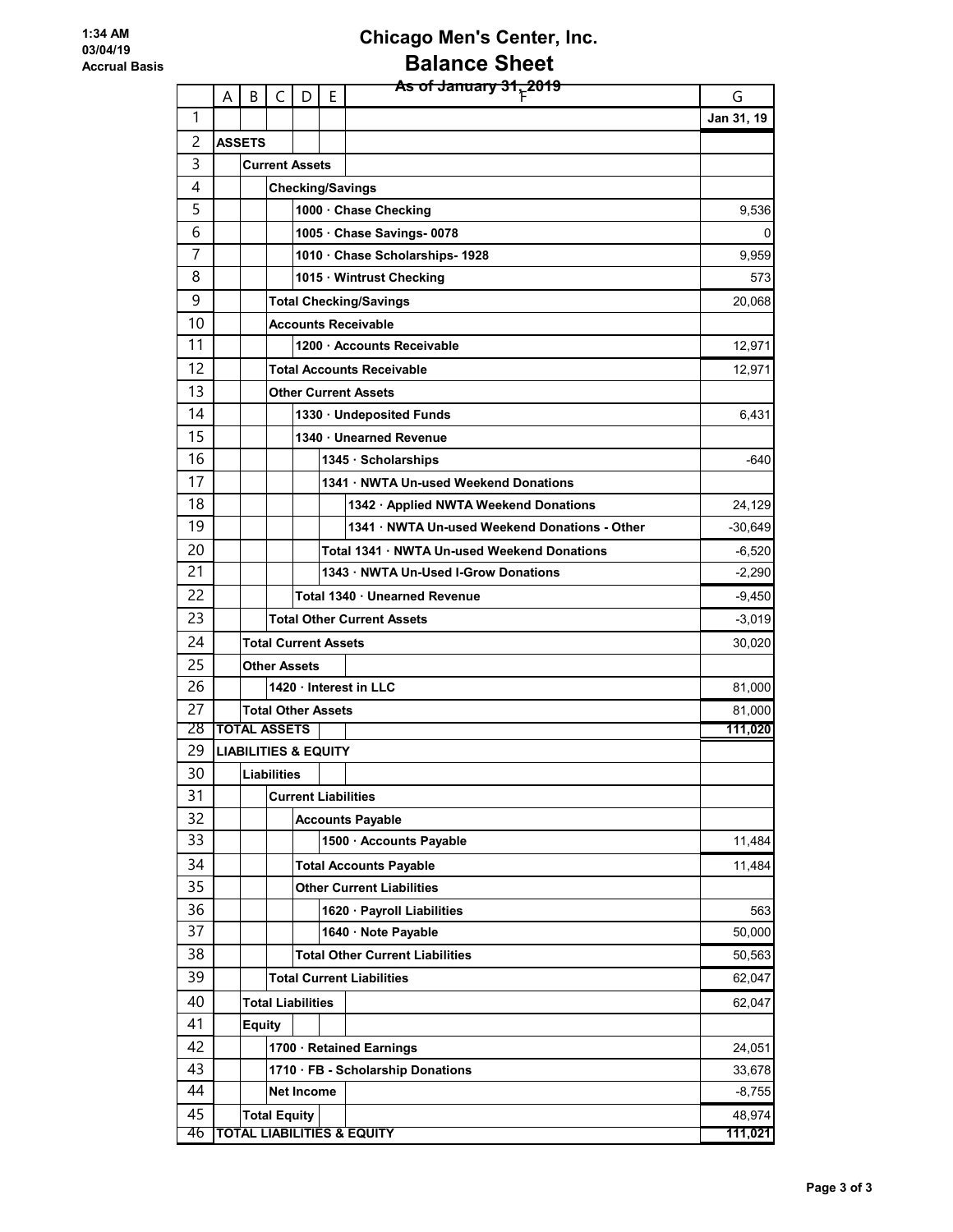1:34 AM
03/04/19
Accrual Basis

# Chicago Men's Center, Inc.

## Balance Sheet

### As of January 31, 2019

| | A | B | C | D | E | F | G |
|---|---|---|---|---|---|---|---|
| 1 | | | | | | | Jan 31, 19 |
| 2 | ASSETS | | | | | | |
| 3 | | Current Assets | | | | | |
| 4 | | | Checking/Savings | | | | |
| 5 | | | | 1000 · Chase Checking | | | 9,536 |
| 6 | | | | 1005 · Chase Savings- 0078 | | | 0 |
| 7 | | | | 1010 · Chase Scholarships- 1928 | | | 9,959 |
| 8 | | | | 1015 · Wintrust Checking | | | 573 |
| 9 | | | Total Checking/Savings | | | | 20,068 |
| 10 | | | Accounts Receivable | | | | |
| 11 | | | | 1200 · Accounts Receivable | | | 12,971 |
| 12 | | | Total Accounts Receivable | | | | 12,971 |
| 13 | | | Other Current Assets | | | | |
| 14 | | | | 1330 · Undeposited Funds | | | 6,431 |
| 15 | | | | 1340 · Unearned Revenue | | | |
| 16 | | | | | 1345 · Scholarships | | -640 |
| 17 | | | | | 1341 · NWTA Un-used Weekend Donations | | |
| 18 | | | | | | 1342 · Applied NWTA Weekend Donations | 24,129 |
| 19 | | | | | | 1341 · NWTA Un-used Weekend Donations - Other | -30,649 |
| 20 | | | | | Total 1341 · NWTA Un-used Weekend Donations | | -6,520 |
| 21 | | | | | 1343 · NWTA Un-Used I-Grow Donations | | -2,290 |
| 22 | | | | Total 1340 · Unearned Revenue | | | -9,450 |
| 23 | | | Total Other Current Assets | | | | -3,019 |
| 24 | | Total Current Assets | | | | | 30,020 |
| 25 | | Other Assets | | | | | |
| 26 | | | 1420 · Interest in LLC | | | | 81,000 |
| 27 | | Total Other Assets | | | | | 81,000 |
| 28 | TOTAL ASSETS | | | | | | 111,020 |
| 29 | LIABILITIES & EQUITY | | | | | | |
| 30 | | Liabilities | | | | | |
| 31 | | | Current Liabilities | | | | |
| 32 | | | | Accounts Payable | | | |
| 33 | | | | | 1500 · Accounts Payable | | 11,484 |
| 34 | | | | Total Accounts Payable | | | 11,484 |
| 35 | | | | Other Current Liabilities | | | |
| 36 | | | | | 1620 · Payroll Liabilities | | 563 |
| 37 | | | | | 1640 · Note Payable | | 50,000 |
| 38 | | | | Total Other Current Liabilities | | | 50,563 |
| 39 | | | Total Current Liabilities | | | | 62,047 |
| 40 | | Total Liabilities | | | | | 62,047 |
| 41 | | Equity | | | | | |
| 42 | | | 1700 · Retained Earnings | | | | 24,051 |
| 43 | | | 1710 · FB - Scholarship Donations | | | | 33,678 |
| 44 | | | Net Income | | | | -8,755 |
| 45 | | Total Equity | | | | | 48,974 |
| 46 | TOTAL LIABILITIES & EQUITY | | | | | | 111,021 |